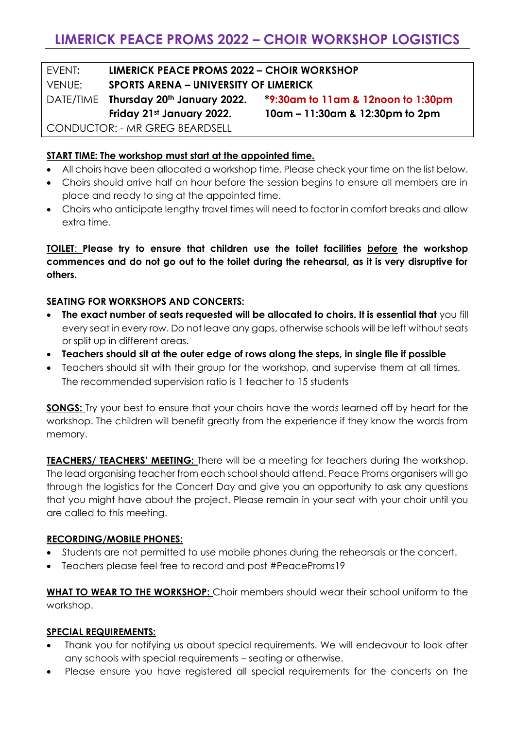# LIMERICK PEACE PROMS 2022 – CHOIR WORKSHOP LOGISTICS

| | | |
|---|---|---|
| EVENT: | **LIMERICK PEACE PROMS 2022 – CHOIR WORKSHOP** | |
| VENUE: | **SPORTS ARENA – UNIVERSITY OF LIMERICK** | |
| DATE/TIME | **Thursday 20th January 2022.** | ***9:30am to 11am & 12noon to 1:30pm** |
| | **Friday 21st January 2022.** | **10am – 11:30am & 12:30pm to 2pm** |
| CONDUCTOR: - MR GREG BEARDSELL | | |

**START TIME: The workshop must start at the appointed time.**

- All choirs have been allocated a workshop time. Please check your time on the list below.
- Choirs should arrive half an hour before the session begins to ensure all members are in place and ready to sing at the appointed time.
- Choirs who anticipate lengthy travel times will need to factor in comfort breaks and allow extra time.

**TOILET: Please try to ensure that children use the toilet facilities before the workshop commences and do not go out to the toilet during the rehearsal, as it is very disruptive for others.**

**SEATING FOR WORKSHOPS AND CONCERTS:**

- **The exact number of seats requested will be allocated to choirs. It is essential that** you fill every seat in every row. Do not leave any gaps, otherwise schools will be left without seats or split up in different areas.
- **Teachers should sit at the outer edge of rows along the steps, in single file if possible**
- Teachers should sit with their group for the workshop, and supervise them at all times. The recommended supervision ratio is 1 teacher to 15 students

**SONGS:** Try your best to ensure that your choirs have the words learned off by heart for the workshop. The children will benefit greatly from the experience if they know the words from memory.

**TEACHERS/ TEACHERS' MEETING:** There will be a meeting for teachers during the workshop. The lead organising teacher from each school should attend. Peace Proms organisers will go through the logistics for the Concert Day and give you an opportunity to ask any questions that you might have about the project. Please remain in your seat with your choir until you are called to this meeting.

**RECORDING/MOBILE PHONES:**

- Students are not permitted to use mobile phones during the rehearsals or the concert.
- Teachers please feel free to record and post #PeaceProms19

**WHAT TO WEAR TO THE WORKSHOP:** Choir members should wear their school uniform to the workshop.

**SPECIAL REQUIREMENTS:**

- Thank you for notifying us about special requirements. We will endeavour to look after any schools with special requirements – seating or otherwise.
- Please ensure you have registered all special requirements for the concerts on the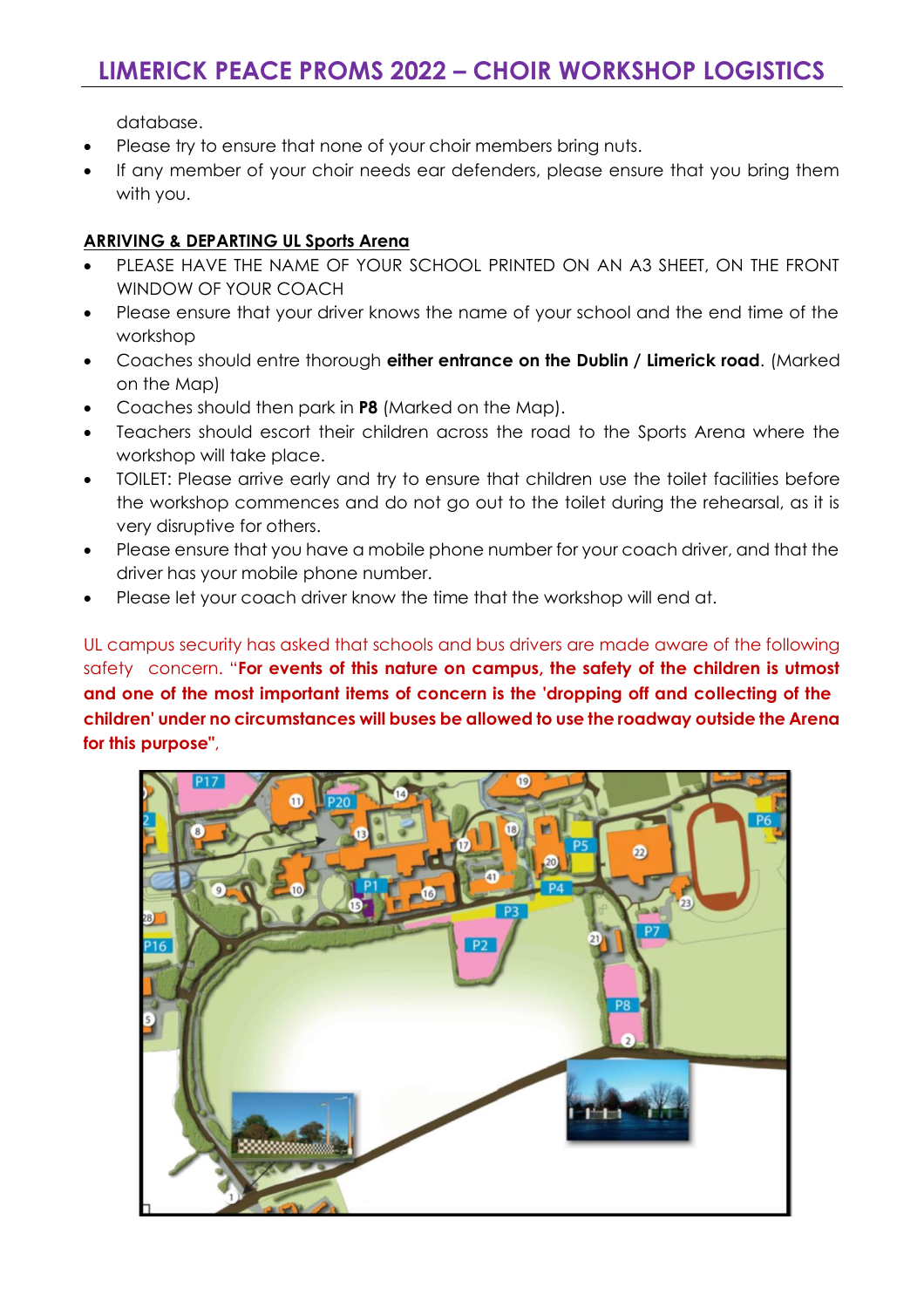database.

- Please try to ensure that none of your choir members bring nuts.
- If any member of your choir needs ear defenders, please ensure that you bring them with you.

## ARRIVING & DEPARTING UL Sports Arena

- PLEASE HAVE THE NAME OF YOUR SCHOOL PRINTED ON AN A3 SHEET, ON THE FRONT WINDOW OF YOUR COACH
- Please ensure that your driver knows the name of your school and the end time of the workshop
- Coaches should entre thorough **either entrance on the Dublin / Limerick road**. (Marked on the Map)
- Coaches should then park in **P8** (Marked on the Map).
- Teachers should escort their children across the road to the Sports Arena where the workshop will take place.
- TOILET: Please arrive early and try to ensure that children use the toilet facilities before the workshop commences and do not go out to the toilet during the rehearsal, as it is very disruptive for others.
- Please ensure that you have a mobile phone number for your coach driver, and that the driver has your mobile phone number.
- Please let your coach driver know the time that the workshop will end at.

UL campus security has asked that schools and bus drivers are made aware of the following safety concern. "**For events of this nature on campus, the safety of the children is utmost and one of the most important items of concern is the 'dropping off and collecting of the children' under no circumstances will buses be allowed to use the roadway outside the Arena for this purpose"**,